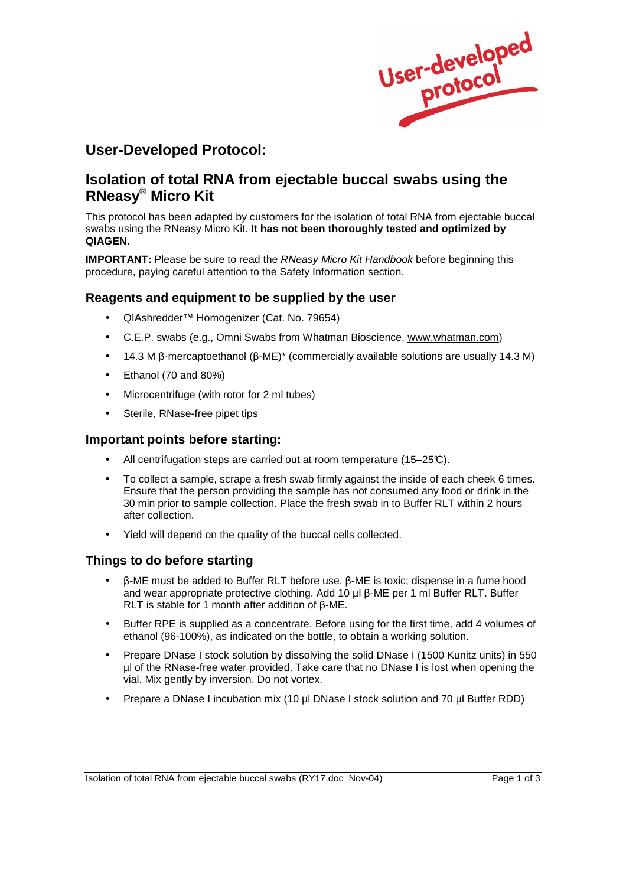# User-Developed Protocol:

## Isolation of total RNA from ejectable buccal swabs using the RNeasy® Micro Kit

This protocol has been adapted by customers for the isolation of total RNA from ejectable buccal swabs using the RNeasy Micro Kit. **It has not been thoroughly tested and optimized by QIAGEN.**

**IMPORTANT:** Please be sure to read the *RNeasy Micro Kit Handbook* before beginning this procedure, paying careful attention to the Safety Information section.

### Reagents and equipment to be supplied by the user

- QIAshredder™ Homogenizer (Cat. No. 79654)
- C.E.P. swabs (e.g., Omni Swabs from Whatman Bioscience, www.whatman.com)
- 14.3 M β-mercaptoethanol (β-ME)* (commercially available solutions are usually 14.3 M)
- Ethanol (70 and 80%)
- Microcentrifuge (with rotor for 2 ml tubes)
- Sterile, RNase-free pipet tips

### Important points before starting:

- All centrifugation steps are carried out at room temperature (15–25°C).
- To collect a sample, scrape a fresh swab firmly against the inside of each cheek 6 times. Ensure that the person providing the sample has not consumed any food or drink in the 30 min prior to sample collection. Place the fresh swab in to Buffer RLT within 2 hours after collection.
- Yield will depend on the quality of the buccal cells collected.

### Things to do before starting

- β-ME must be added to Buffer RLT before use. β-ME is toxic; dispense in a fume hood and wear appropriate protective clothing. Add 10 µl β-ME per 1 ml Buffer RLT. Buffer RLT is stable for 1 month after addition of β-ME.
- Buffer RPE is supplied as a concentrate. Before using for the first time, add 4 volumes of ethanol (96-100%), as indicated on the bottle, to obtain a working solution.
- Prepare DNase I stock solution by dissolving the solid DNase I (1500 Kunitz units) in 550 µl of the RNase-free water provided. Take care that no DNase I is lost when opening the vial. Mix gently by inversion. Do not vortex.
- Prepare a DNase I incubation mix (10 µl DNase I stock solution and 70 µl Buffer RDD)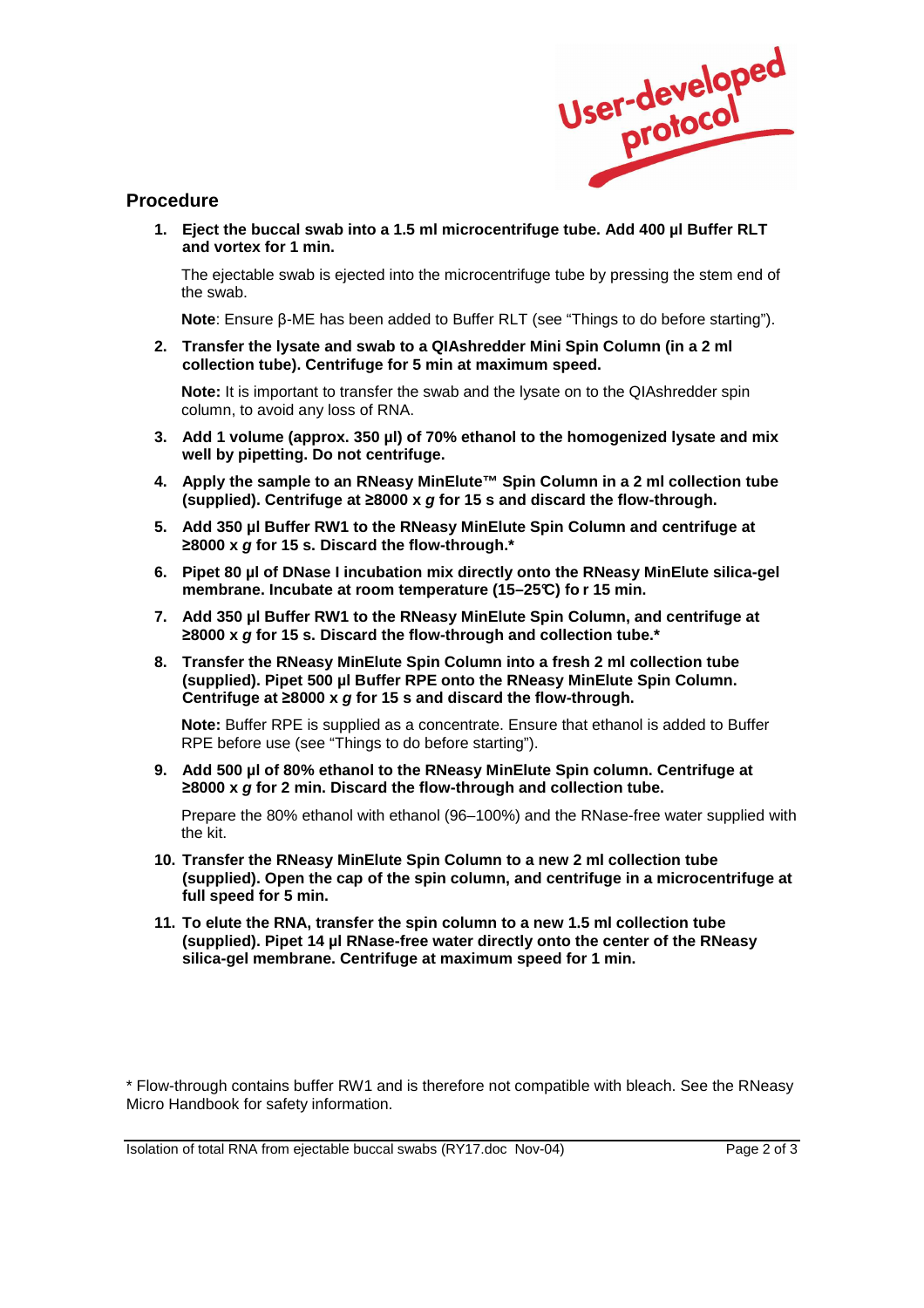## Procedure

1. **Eject the buccal swab into a 1.5 ml microcentrifuge tube. Add 400 µl Buffer RLT and vortex for 1 min.**

   The ejectable swab is ejected into the microcentrifuge tube by pressing the stem end of the swab.

   **Note**: Ensure β-ME has been added to Buffer RLT (see "Things to do before starting").

2. **Transfer the lysate and swab to a QIAshredder Mini Spin Column (in a 2 ml collection tube). Centrifuge for 5 min at maximum speed.**

   **Note:** It is important to transfer the swab and the lysate on to the QIAshredder spin column, to avoid any loss of RNA.

3. **Add 1 volume (approx. 350 µl) of 70% ethanol to the homogenized lysate and mix well by pipetting. Do not centrifuge.**

4. **Apply the sample to an RNeasy MinElute™ Spin Column in a 2 ml collection tube (supplied). Centrifuge at ≥8000 x *g* for 15 s and discard the flow-through.**

5. **Add 350 µl Buffer RW1 to the RNeasy MinElute Spin Column and centrifuge at ≥8000 x *g* for 15 s. Discard the flow-through.***

6. **Pipet 80 µl of DNase I incubation mix directly onto the RNeasy MinElute silica-gel membrane. Incubate at room temperature (15–25°C) fo r 15 min.**

7. **Add 350 µl Buffer RW1 to the RNeasy MinElute Spin Column, and centrifuge at ≥8000 x *g* for 15 s. Discard the flow-through and collection tube.***

8. **Transfer the RNeasy MinElute Spin Column into a fresh 2 ml collection tube (supplied). Pipet 500 µl Buffer RPE onto the RNeasy MinElute Spin Column. Centrifuge at ≥8000 x *g* for 15 s and discard the flow-through.**

   **Note:** Buffer RPE is supplied as a concentrate. Ensure that ethanol is added to Buffer RPE before use (see "Things to do before starting").

9. **Add 500 µl of 80% ethanol to the RNeasy MinElute Spin column. Centrifuge at ≥8000 x *g* for 2 min. Discard the flow-through and collection tube.**

   Prepare the 80% ethanol with ethanol (96–100%) and the RNase-free water supplied with the kit.

10. **Transfer the RNeasy MinElute Spin Column to a new 2 ml collection tube (supplied). Open the cap of the spin column, and centrifuge in a microcentrifuge at full speed for 5 min.**

11. **To elute the RNA, transfer the spin column to a new 1.5 ml collection tube (supplied). Pipet 14 µl RNase-free water directly onto the center of the RNeasy silica-gel membrane. Centrifuge at maximum speed for 1 min.**

\* Flow-through contains buffer RW1 and is therefore not compatible with bleach. See the RNeasy Micro Handbook for safety information.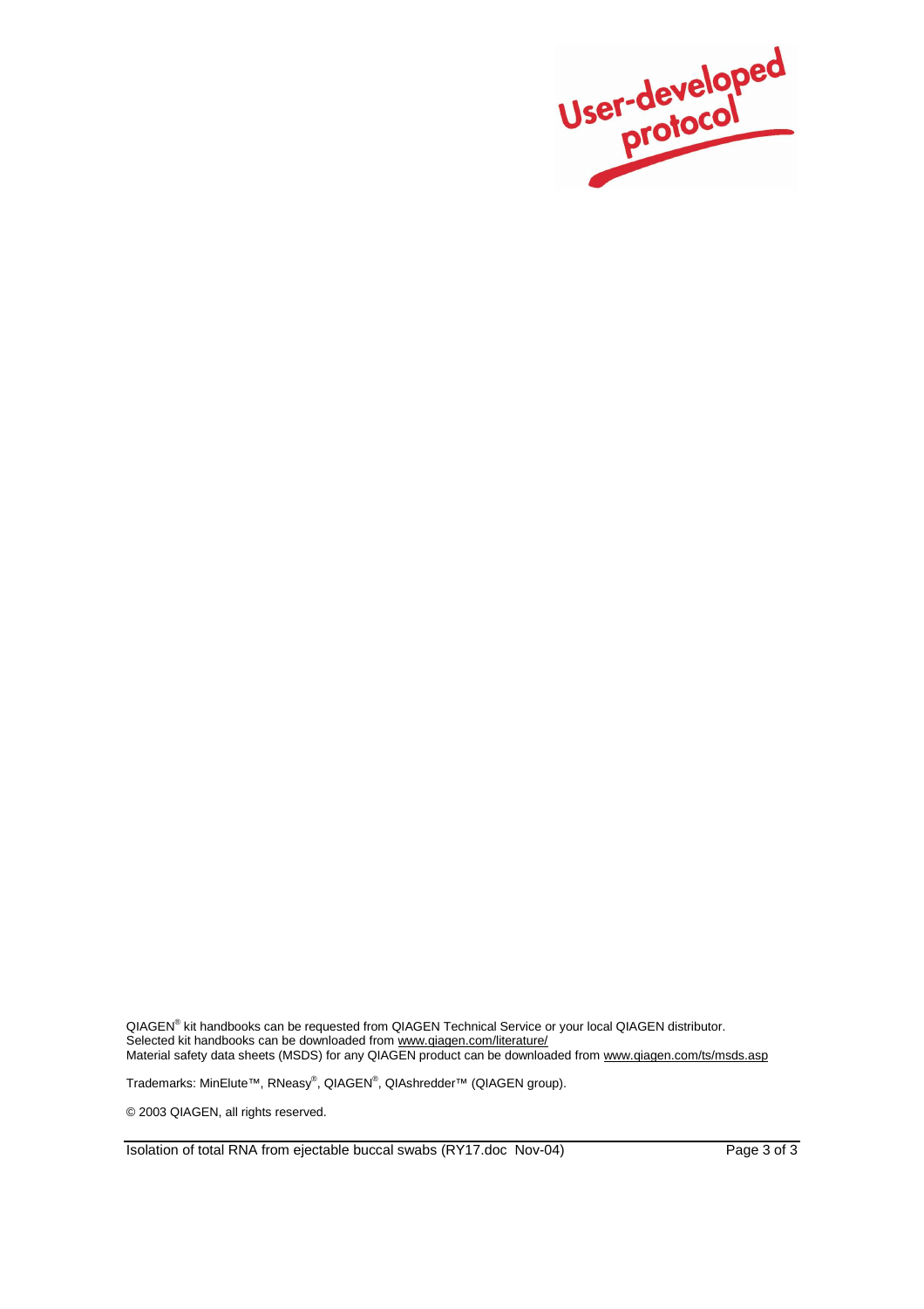QIAGEN® kit handbooks can be requested from QIAGEN Technical Service or your local QIAGEN distributor.
Selected kit handbooks can be downloaded from www.qiagen.com/literature/
Material safety data sheets (MSDS) for any QIAGEN product can be downloaded from www.qiagen.com/ts/msds.asp

Trademarks: MinElute™, RNeasy®, QIAGEN®, QIAshredder™ (QIAGEN group).

© 2003 QIAGEN, all rights reserved.